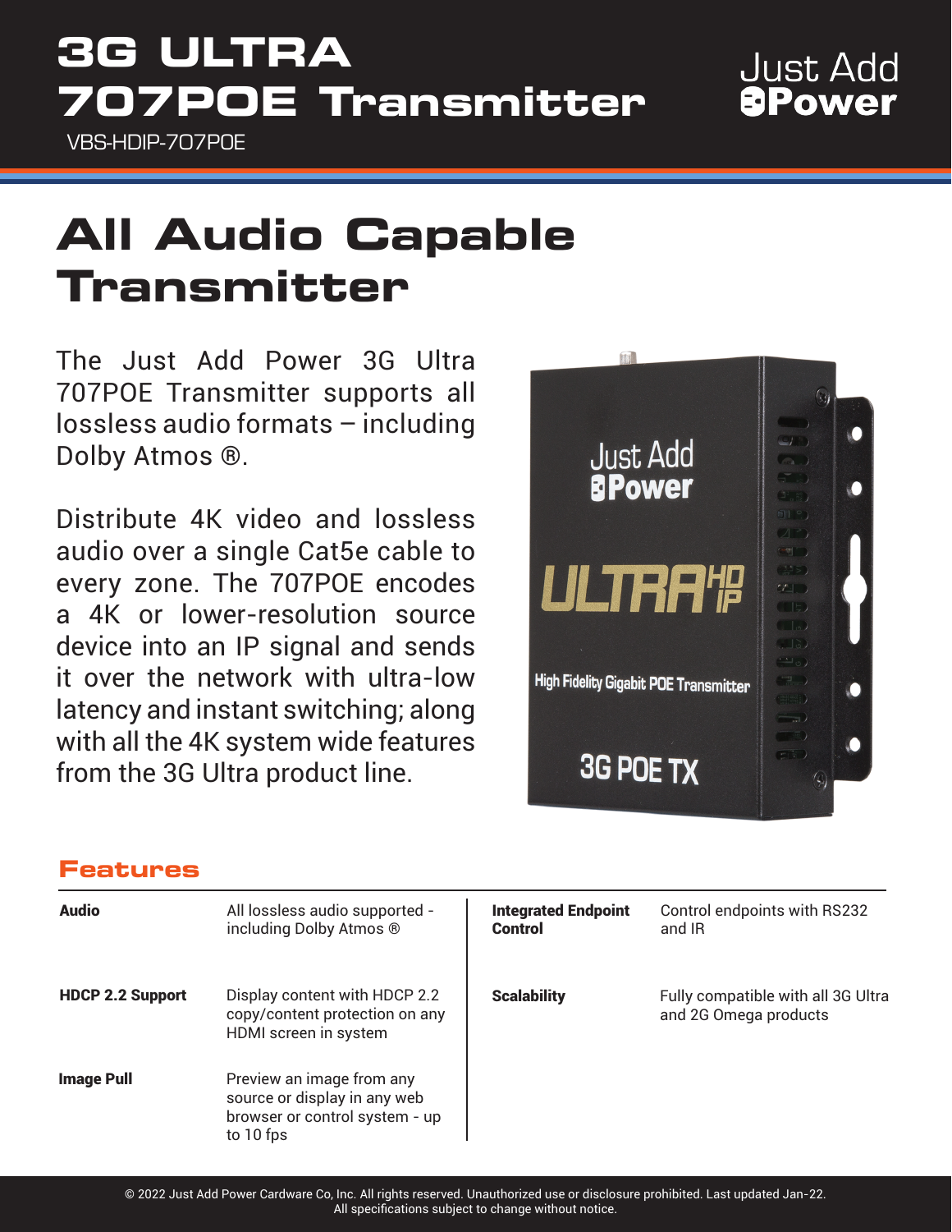# 3G ULTRA 707POE Transmitter

VBS-HDIP-707POE

Just Add Power

## All Audio Capable Transmitter

The Just Add Power 3G Ultra 707POE Transmitter supports all lossless audio formats – including Dolby Atmos ®.

Distribute 4K video and lossless audio over a single Cat5e cable to every zone. The 707POE encodes a 4K or lower-resolution source device into an IP signal and sends it over the network with ultra-low latency and instant switching; along with all the 4K system wide features from the 3G Ultra product line.

### Features

| | | | |
|---|---|---|---|
| **Audio** | All lossless audio supported - including Dolby Atmos ® | **Integrated Endpoint Control** | Control endpoints with RS232 and IR |
| **HDCP 2.2 Support** | Display content with HDCP 2.2 copy/content protection on any HDMI screen in system | **Scalability** | Fully compatible with all 3G Ultra and 2G Omega products |
| **Image Pull** | Preview an image from any source or display in any web browser or control system - up to 10 fps | | |

© 2022 Just Add Power Cardware Co, Inc. All rights reserved. Unauthorized use or disclosure prohibited. Last updated Jan-22.
All specifications subject to change without notice.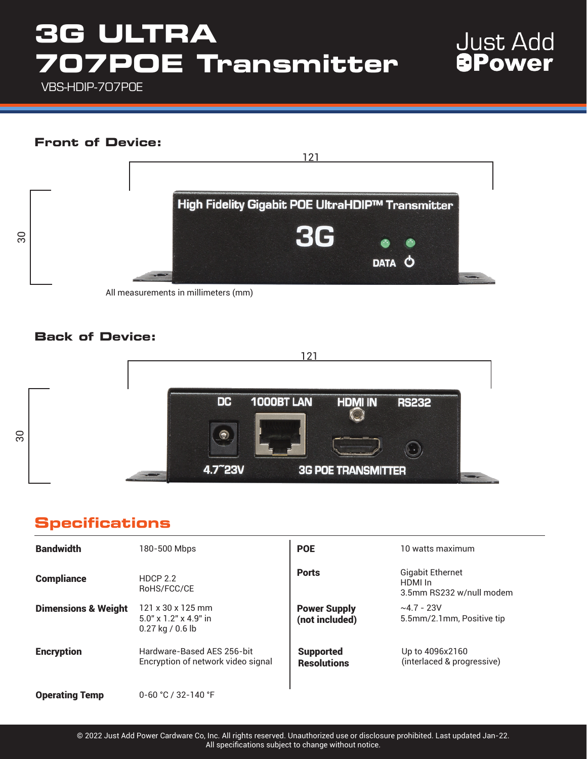# 3G ULTRA 707POE Transmitter

VBS-HDIP-707POE

Just Add Power

## Front of Device:

121

30

All measurements in millimeters (mm)

## Back of Device:

121

30

## Specifications

| | | | |
|---|---|---|---|
| **Bandwidth** | 180-500 Mbps | **POE** | 10 watts maximum |
| **Compliance** | HDCP 2.2<br>RoHS/FCC/CE | **Ports** | Gigabit Ethernet<br>HDMI In<br>3.5mm RS232 w/null modem |
| **Dimensions & Weight** | 121 x 30 x 125 mm<br>5.0" x 1.2" x 4.9" in<br>0.27 kg / 0.6 lb | **Power Supply (not included)** | ~4.7 - 23V<br>5.5mm/2.1mm, Positive tip |
| **Encryption** | Hardware-Based AES 256-bit Encryption of network video signal | **Supported Resolutions** | Up to 4096x2160 (interlaced & progressive) |
| **Operating Temp** | 0-60 °C / 32-140 °F | | |

© 2022 Just Add Power Cardware Co, Inc. All rights reserved. Unauthorized use or disclosure prohibited. Last updated Jan-22.
All specifications subject to change without notice.